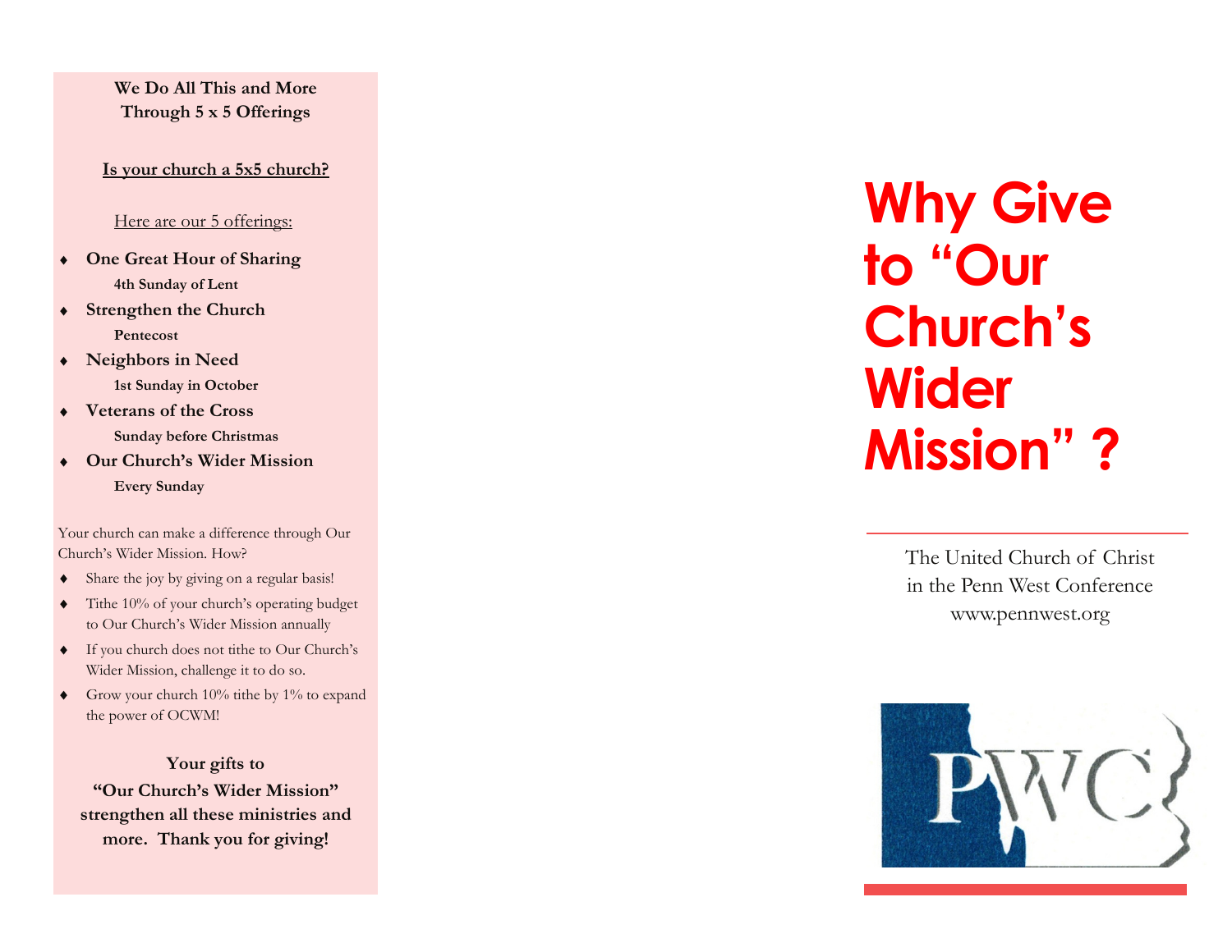**We Do All This and More Through 5 x 5 Offerings**

**Is your church a 5x5 church?**

Here are our 5 offerings:

- **One Great Hour of Sharing**
  **4th Sunday of Lent**
- **Strengthen the Church**
  **Pentecost**
- **Neighbors in Need**
  **1st Sunday in October**
- **Veterans of the Cross**
  **Sunday before Christmas**
- **Our Church's Wider Mission**
  **Every Sunday**

Your church can make a difference through Our Church's Wider Mission. How?

- Share the joy by giving on a regular basis!
- Tithe 10% of your church's operating budget to Our Church's Wider Mission annually
- If you church does not tithe to Our Church's Wider Mission, challenge it to do so.
- Grow your church 10% tithe by 1% to expand the power of OCWM!

**Your gifts to "Our Church's Wider Mission" strengthen all these ministries and more. Thank you for giving!**

# Why Give to "Our Church's Wider Mission" ?

The United Church of Christ
in the Penn West Conference
www.pennwest.org

PWC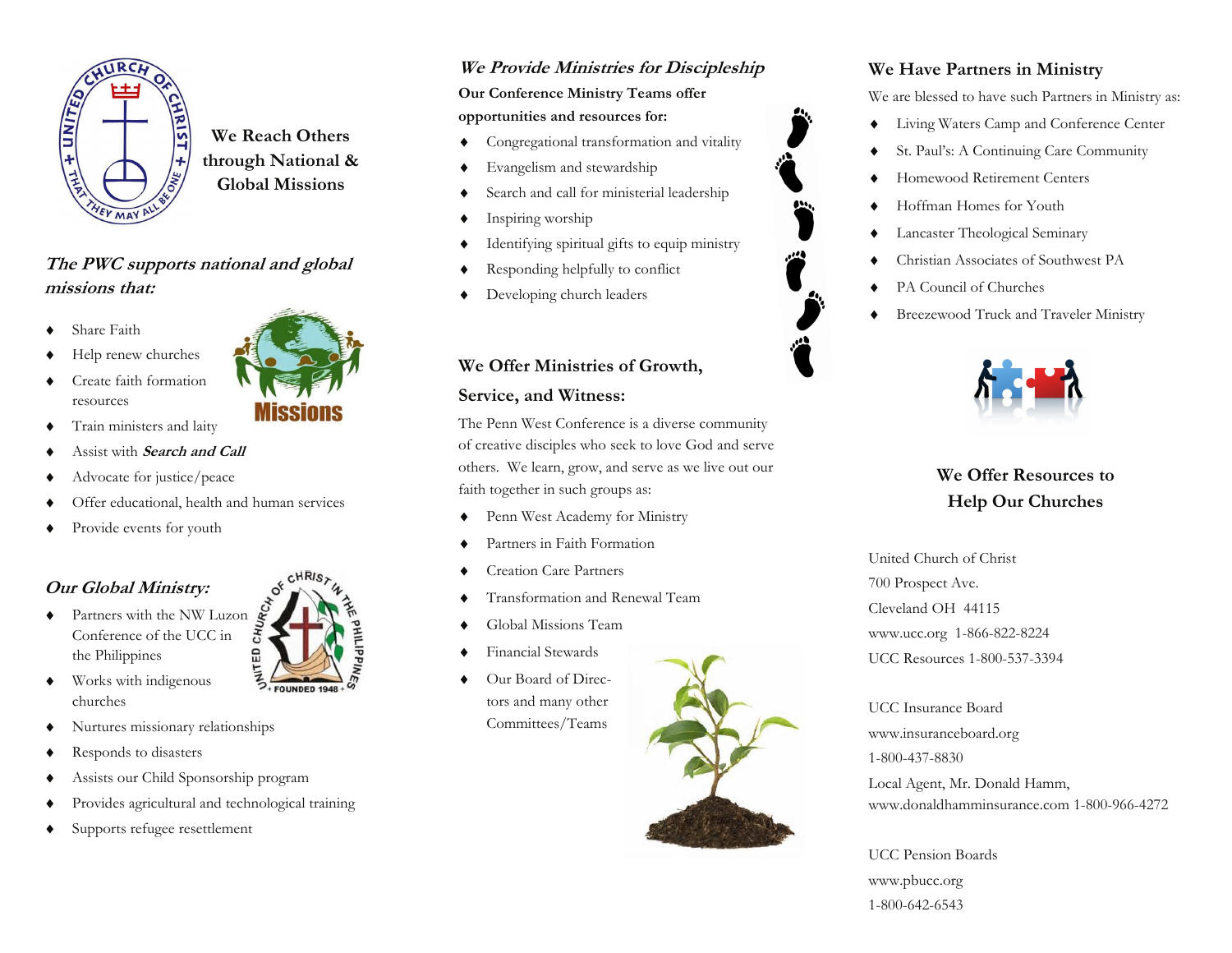## We Reach Others through National & Global Missions

### *The PWC supports national and global missions that:*

- Share Faith
- Help renew churches
- Create faith formation resources
- Train ministers and laity
- Assist with ***Search and Call***
- Advocate for justice/peace
- Offer educational, health and human services
- Provide events for youth

Missions

### *Our Global Ministry:*

- Partners with the NW Luzon Conference of the UCC in the Philippines
- Works with indigenous churches
- Nurtures missionary relationships
- Responds to disasters
- Assists our Child Sponsorship program
- Provides agricultural and technological training
- Supports refugee resettlement

### *We Provide Ministries for Discipleship*

**Our Conference Ministry Teams offer opportunities and resources for:**

- Congregational transformation and vitality
- Evangelism and stewardship
- Search and call for ministerial leadership
- Inspiring worship
- Identifying spiritual gifts to equip ministry
- Responding helpfully to conflict
- Developing church leaders

### We Offer Ministries of Growth, Service, and Witness:

The Penn West Conference is a diverse community of creative disciples who seek to love God and serve others. We learn, grow, and serve as we live out our faith together in such groups as:

- Penn West Academy for Ministry
- Partners in Faith Formation
- Creation Care Partners
- Transformation and Renewal Team
- Global Missions Team
- Financial Stewards
- Our Board of Directors and many other Committees/Teams

### We Have Partners in Ministry

We are blessed to have such Partners in Ministry as:

- Living Waters Camp and Conference Center
- St. Paul's: A Continuing Care Community
- Homewood Retirement Centers
- Hoffman Homes for Youth
- Lancaster Theological Seminary
- Christian Associates of Southwest PA
- PA Council of Churches
- Breezewood Truck and Traveler Ministry

### We Offer Resources to Help Our Churches

United Church of Christ
700 Prospect Ave.
Cleveland OH 44115
www.ucc.org 1-866-822-8224
UCC Resources 1-800-537-3394

UCC Insurance Board
www.insuranceboard.org
1-800-437-8830
Local Agent, Mr. Donald Hamm,
www.donaldhamminsurance.com 1-800-966-4272

UCC Pension Boards
www.pbucc.org
1-800-642-6543